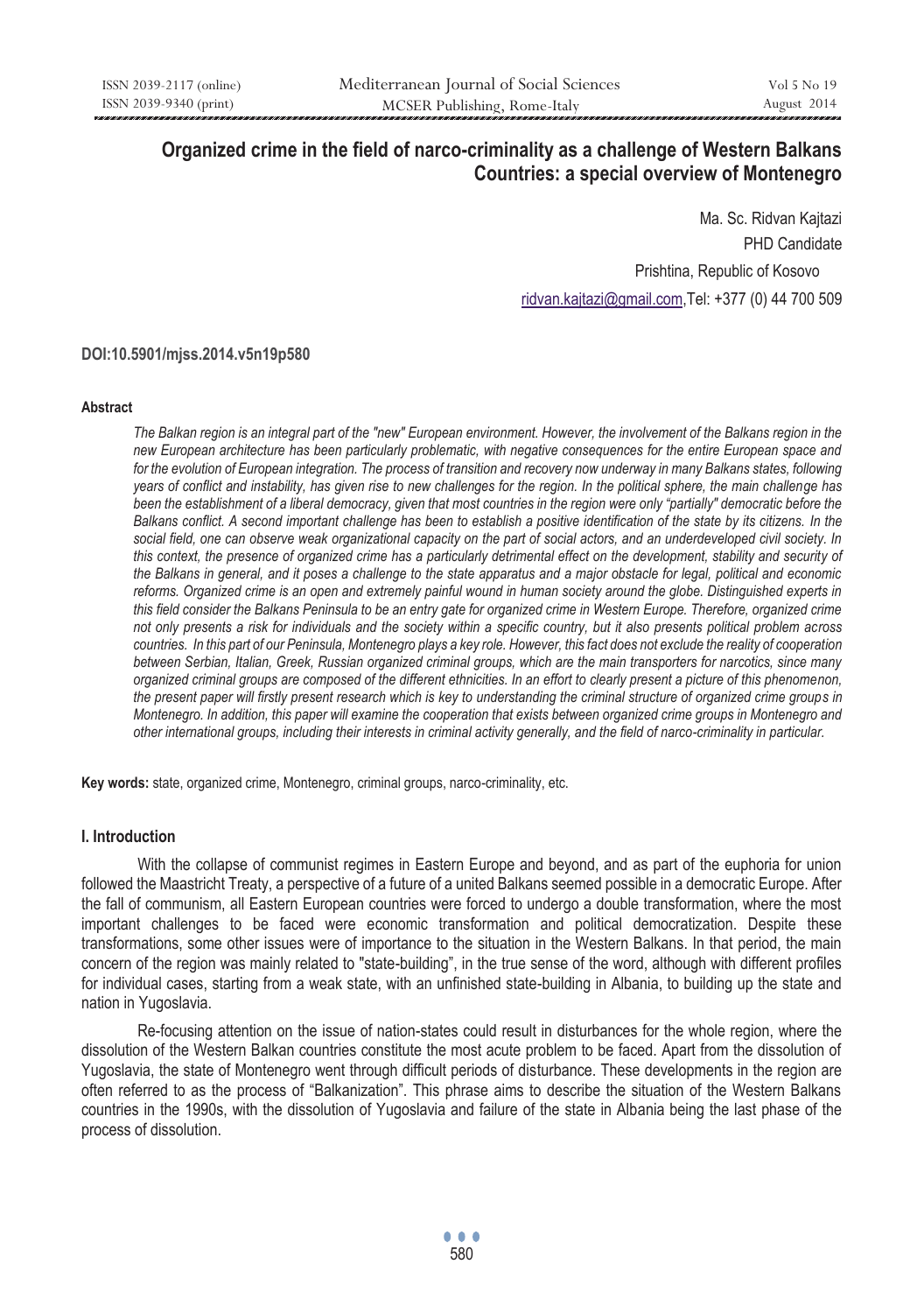# Organized crime in the field of narco-criminality as a challenge of Western Balkans Countries: a special overview of Montenegro

Ma. Sc. Ridvan Kajtazi

PHD Candidate

Prishtina, Republic of Kosovo

ridvan.kajtazi@gmail.com, Tel: +377 (0) 44 700 509

**DOI:10.5901/mjss.2014.v5n19p580**

#### Abstract

*The Balkan region is an integral part of the "new" European environment. However, the involvement of the Balkans region in the new European architecture has been particularly problematic, with negative consequences for the entire European space and for the evolution of European integration. The process of transition and recovery now underway in many Balkans states, following years of conflict and instability, has given rise to new challenges for the region. In the political sphere, the main challenge has been the establishment of a liberal democracy, given that most countries in the region were only "partially" democratic before the Balkans conflict. A second important challenge has been to establish a positive identification of the state by its citizens. In the social field, one can observe weak organizational capacity on the part of social actors, and an underdeveloped civil society. In this context, the presence of organized crime has a particularly detrimental effect on the development, stability and security of the Balkans in general, and it poses a challenge to the state apparatus and a major obstacle for legal, political and economic reforms. Organized crime is an open and extremely painful wound in human society around the globe. Distinguished experts in this field consider the Balkans Peninsula to be an entry gate for organized crime in Western Europe. Therefore, organized crime not only presents a risk for individuals and the society within a specific country, but it also presents political problem across countries. In this part of our Peninsula, Montenegro plays a key role. However, this fact does not exclude the reality of cooperation between Serbian, Italian, Greek, Russian organized criminal groups, which are the main transporters for narcotics, since many organized criminal groups are composed of the different ethnicities. In an effort to clearly present a picture of this phenomenon, the present paper will firstly present research which is key to understanding the criminal structure of organized crime groups in Montenegro. In addition, this paper will examine the cooperation that exists between organized crime groups in Montenegro and other international groups, including their interests in criminal activity generally, and the field of narco-criminality in particular.*

**Key words:** state, organized crime, Montenegro, criminal groups, narco-criminality, etc.

## I. Introduction

With the collapse of communist regimes in Eastern Europe and beyond, and as part of the euphoria for union followed the Maastricht Treaty, a perspective of a future of a united Balkans seemed possible in a democratic Europe. After the fall of communism, all Eastern European countries were forced to undergo a double transformation, where the most important challenges to be faced were economic transformation and political democratization. Despite these transformations, some other issues were of importance to the situation in the Western Balkans. In that period, the main concern of the region was mainly related to "state-building", in the true sense of the word, although with different profiles for individual cases, starting from a weak state, with an unfinished state-building in Albania, to building up the state and nation in Yugoslavia.

Re-focusing attention on the issue of nation-states could result in disturbances for the whole region, where the dissolution of the Western Balkan countries constitute the most acute problem to be faced. Apart from the dissolution of Yugoslavia, the state of Montenegro went through difficult periods of disturbance. These developments in the region are often referred to as the process of "Balkanization". This phrase aims to describe the situation of the Western Balkans countries in the 1990s, with the dissolution of Yugoslavia and failure of the state in Albania being the last phase of the process of dissolution.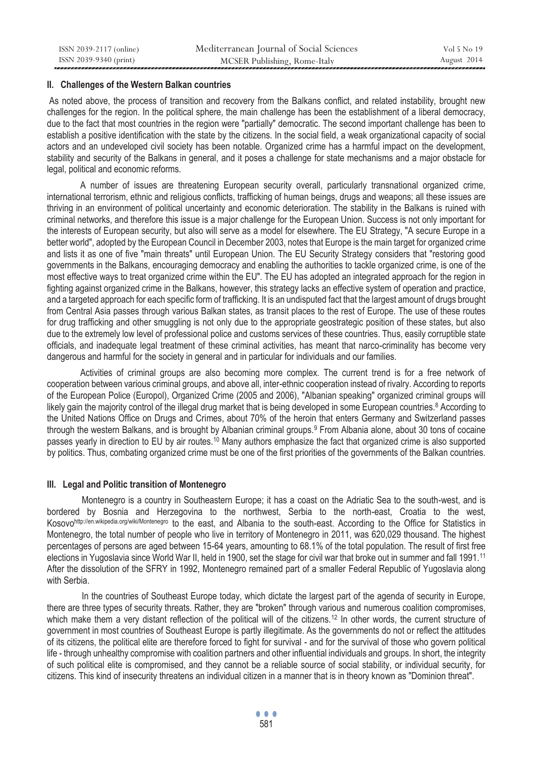## II. Challenges of the Western Balkan countries

As noted above, the process of transition and recovery from the Balkans conflict, and related instability, brought new challenges for the region. In the political sphere, the main challenge has been the establishment of a liberal democracy, due to the fact that most countries in the region were "partially" democratic. The second important challenge has been to establish a positive identification with the state by the citizens. In the social field, a weak organizational capacity of social actors and an undeveloped civil society has been notable. Organized crime has a harmful impact on the development, stability and security of the Balkans in general, and it poses a challenge for state mechanisms and a major obstacle for legal, political and economic reforms.

A number of issues are threatening European security overall, particularly transnational organized crime, international terrorism, ethnic and religious conflicts, trafficking of human beings, drugs and weapons; all these issues are thriving in an environment of political uncertainty and economic deterioration. The stability in the Balkans is ruined with criminal networks, and therefore this issue is a major challenge for the European Union. Success is not only important for the interests of European security, but also will serve as a model for elsewhere. The EU Strategy, "A secure Europe in a better world", adopted by the European Council in December 2003, notes that Europe is the main target for organized crime and lists it as one of five "main threats" until European Union. The EU Security Strategy considers that "restoring good governments in the Balkans, encouraging democracy and enabling the authorities to tackle organized crime, is one of the most effective ways to treat organized crime within the EU". The EU has adopted an integrated approach for the region in fighting against organized crime in the Balkans, however, this strategy lacks an effective system of operation and practice, and a targeted approach for each specific form of trafficking. It is an undisputed fact that the largest amount of drugs brought from Central Asia passes through various Balkan states, as transit places to the rest of Europe. The use of these routes for drug trafficking and other smuggling is not only due to the appropriate geostrategic position of these states, but also due to the extremely low level of professional police and customs services of these countries. Thus, easily corruptible state officials, and inadequate legal treatment of these criminal activities, has meant that narco-criminality has become very dangerous and harmful for the society in general and in particular for individuals and our families.

Activities of criminal groups are also becoming more complex. The current trend is for a free network of cooperation between various criminal groups, and above all, inter-ethnic cooperation instead of rivalry. According to reports of the European Police (Europol), Organized Crime (2005 and 2006), "Albanian speaking" organized criminal groups will likely gain the majority control of the illegal drug market that is being developed in some European countries.[8] According to the United Nations Office on Drugs and Crimes, about 70% of the heroin that enters Germany and Switzerland passes through the western Balkans, and is brought by Albanian criminal groups.[9] From Albania alone, about 30 tons of cocaine passes yearly in direction to EU by air routes.[10] Many authors emphasize the fact that organized crime is also supported by politics. Thus, combating organized crime must be one of the first priorities of the governments of the Balkan countries.

## III. Legal and Politic transition of Montenegro

Montenegro is a country in Southeastern Europe; it has a coast on the Adriatic Sea to the south-west, and is bordered by Bosnia and Herzegovina to the northwest, Serbia to the north-east, Croatia to the west, Kosovo[http://en.wikipedia.org/wiki/Montenegro] to the east, and Albania to the south-east. According to the Office for Statistics in Montenegro, the total number of people who live in territory of Montenegro in 2011, was 620,029 thousand. The highest percentages of persons are aged between 15-64 years, amounting to 68.1% of the total population. The result of first free elections in Yugoslavia since World War II, held in 1900, set the stage for civil war that broke out in summer and fall 1991.[11] After the dissolution of the SFRY in 1992, Montenegro remained part of a smaller Federal Republic of Yugoslavia along with Serbia.

In the countries of Southeast Europe today, which dictate the largest part of the agenda of security in Europe, there are three types of security threats. Rather, they are "broken" through various and numerous coalition compromises, which make them a very distant reflection of the political will of the citizens.[12] In other words, the current structure of government in most countries of Southeast Europe is partly illegitimate. As the governments do not or reflect the attitudes of its citizens, the political elite are therefore forced to fight for survival - and for the survival of those who govern political life - through unhealthy compromise with coalition partners and other influential individuals and groups. In short, the integrity of such political elite is compromised, and they cannot be a reliable source of social stability, or individual security, for citizens. This kind of insecurity threatens an individual citizen in a manner that is in theory known as "Dominion threat".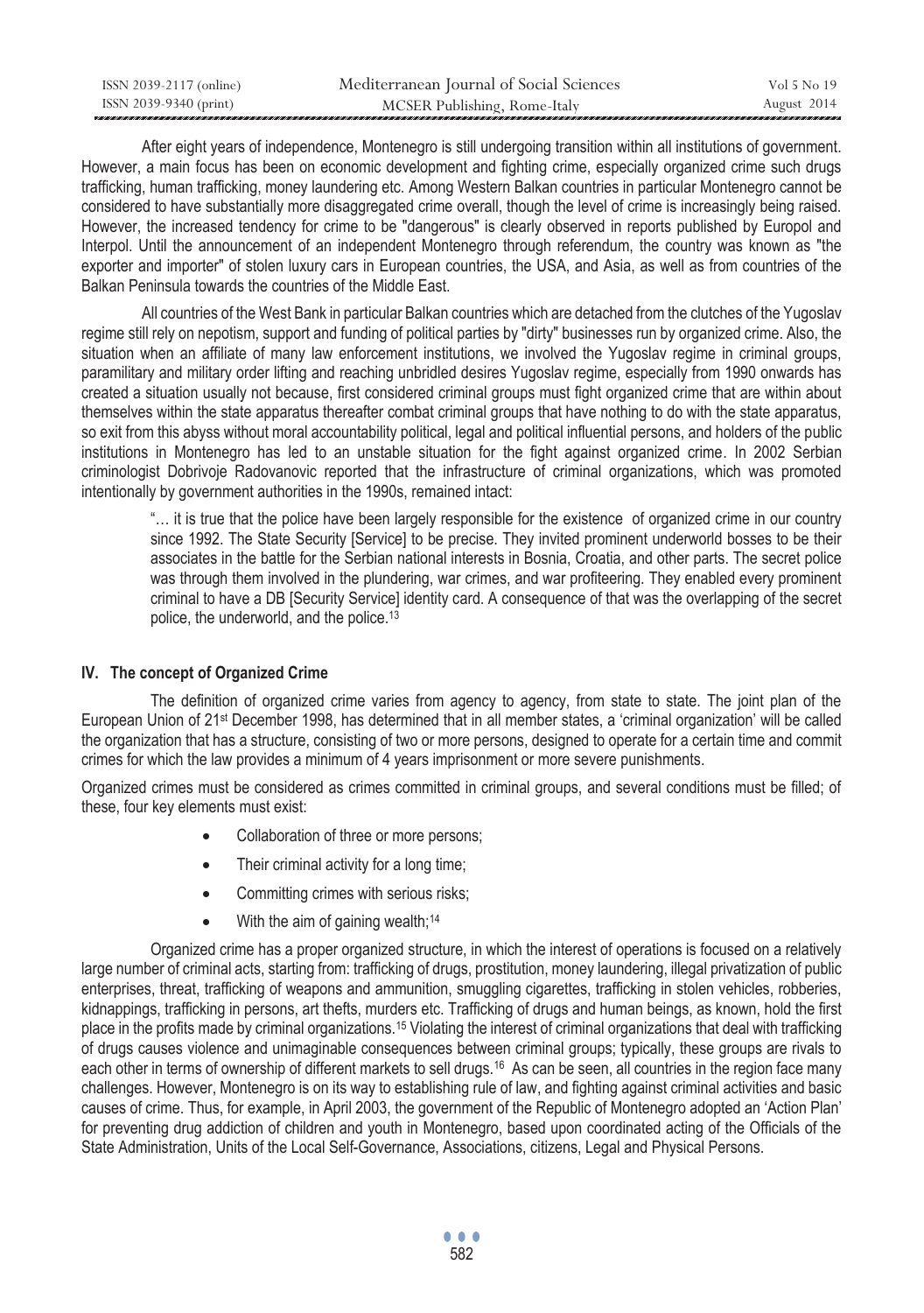After eight years of independence, Montenegro is still undergoing transition within all institutions of government. However, a main focus has been on economic development and fighting crime, especially organized crime such drugs trafficking, human trafficking, money laundering etc. Among Western Balkan countries in particular Montenegro cannot be considered to have substantially more disaggregated crime overall, though the level of crime is increasingly being raised. However, the increased tendency for crime to be "dangerous" is clearly observed in reports published by Europol and Interpol. Until the announcement of an independent Montenegro through referendum, the country was known as "the exporter and importer" of stolen luxury cars in European countries, the USA, and Asia, as well as from countries of the Balkan Peninsula towards the countries of the Middle East.

All countries of the West Bank in particular Balkan countries which are detached from the clutches of the Yugoslav regime still rely on nepotism, support and funding of political parties by "dirty" businesses run by organized crime. Also, the situation when an affiliate of many law enforcement institutions, we involved the Yugoslav regime in criminal groups, paramilitary and military order lifting and reaching unbridled desires Yugoslav regime, especially from 1990 onwards has created a situation usually not because, first considered criminal groups must fight organized crime that are within about themselves within the state apparatus thereafter combat criminal groups that have nothing to do with the state apparatus, so exit from this abyss without moral accountability political, legal and political influential persons, and holders of the public institutions in Montenegro has led to an unstable situation for the fight against organized crime. In 2002 Serbian criminologist Dobrivoje Radovanovic reported that the infrastructure of criminal organizations, which was promoted intentionally by government authorities in the 1990s, remained intact:

> "… it is true that the police have been largely responsible for the existence of organized crime in our country since 1992. The State Security [Service] to be precise. They invited prominent underworld bosses to be their associates in the battle for the Serbian national interests in Bosnia, Croatia, and other parts. The secret police was through them involved in the plundering, war crimes, and war profiteering. They enabled every prominent criminal to have a DB [Security Service] identity card. A consequence of that was the overlapping of the secret police, the underworld, and the police.[13]

## IV. The concept of Organized Crime

The definition of organized crime varies from agency to agency, from state to state. The joint plan of the European Union of 21st December 1998, has determined that in all member states, a 'criminal organization' will be called the organization that has a structure, consisting of two or more persons, designed to operate for a certain time and commit crimes for which the law provides a minimum of 4 years imprisonment or more severe punishments.

Organized crimes must be considered as crimes committed in criminal groups, and several conditions must be filled; of these, four key elements must exist:

- Collaboration of three or more persons;
- Their criminal activity for a long time;
- Committing crimes with serious risks;
- With the aim of gaining wealth;[14]

Organized crime has a proper organized structure, in which the interest of operations is focused on a relatively large number of criminal acts, starting from: trafficking of drugs, prostitution, money laundering, illegal privatization of public enterprises, threat, trafficking of weapons and ammunition, smuggling cigarettes, trafficking in stolen vehicles, robberies, kidnappings, trafficking in persons, art thefts, murders etc. Trafficking of drugs and human beings, as known, hold the first place in the profits made by criminal organizations.[15] Violating the interest of criminal organizations that deal with trafficking of drugs causes violence and unimaginable consequences between criminal groups; typically, these groups are rivals to each other in terms of ownership of different markets to sell drugs.[16] As can be seen, all countries in the region face many challenges. However, Montenegro is on its way to establishing rule of law, and fighting against criminal activities and basic causes of crime. Thus, for example, in April 2003, the government of the Republic of Montenegro adopted an 'Action Plan' for preventing drug addiction of children and youth in Montenegro, based upon coordinated acting of the Officials of the State Administration, Units of the Local Self-Governance, Associations, citizens, Legal and Physical Persons.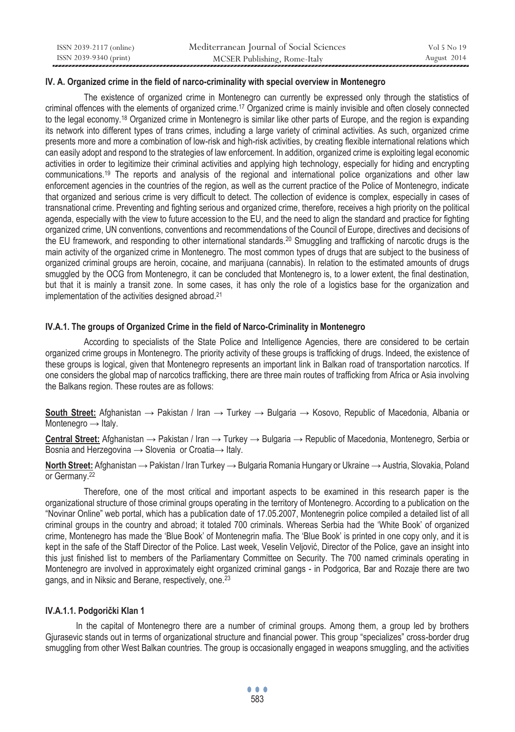### IV. A. Organized crime in the field of narco-criminality with special overview in Montenegro

The existence of organized crime in Montenegro can currently be expressed only through the statistics of criminal offences with the elements of organized crime.[17] Organized crime is mainly invisible and often closely connected to the legal economy.[18] Organized crime in Montenegro is similar like other parts of Europe, and the region is expanding its network into different types of trans crimes, including a large variety of criminal activities. As such, organized crime presents more and more a combination of low-risk and high-risk activities, by creating flexible international relations which can easily adopt and respond to the strategies of law enforcement. In addition, organized crime is exploiting legal economic activities in order to legitimize their criminal activities and applying high technology, especially for hiding and encrypting communications.[19] The reports and analysis of the regional and international police organizations and other law enforcement agencies in the countries of the region, as well as the current practice of the Police of Montenegro, indicate that organized and serious crime is very difficult to detect. The collection of evidence is complex, especially in cases of transnational crime. Preventing and fighting serious and organized crime, therefore, receives a high priority on the political agenda, especially with the view to future accession to the EU, and the need to align the standard and practice for fighting organized crime, UN conventions, conventions and recommendations of the Council of Europe, directives and decisions of the EU framework, and responding to other international standards.[20] Smuggling and trafficking of narcotic drugs is the main activity of the organized crime in Montenegro. The most common types of drugs that are subject to the business of organized criminal groups are heroin, cocaine, and marijuana (cannabis). In relation to the estimated amounts of drugs smuggled by the OCG from Montenegro, it can be concluded that Montenegro is, to a lower extent, the final destination, but that it is mainly a transit zone. In some cases, it has only the role of a logistics base for the organization and implementation of the activities designed abroad.[21]

#### IV.A.1. The groups of Organized Crime in the field of Narco-Criminality in Montenegro

According to specialists of the State Police and Intelligence Agencies, there are considered to be certain organized crime groups in Montenegro. The priority activity of these groups is trafficking of drugs. Indeed, the existence of these groups is logical, given that Montenegro represents an important link in Balkan road of transportation narcotics. If one considers the global map of narcotics trafficking, there are three main routes of trafficking from Africa or Asia involving the Balkans region. These routes are as follows:

**South Street:** Afghanistan → Pakistan / Iran → Turkey → Bulgaria → Kosovo, Republic of Macedonia, Albania or Montenegro → Italy.

**Central Street:** Afghanistan → Pakistan / Iran → Turkey → Bulgaria → Republic of Macedonia, Montenegro, Serbia or Bosnia and Herzegovina → Slovenia or Croatia→ Italy.

**North Street:** Afghanistan → Pakistan / Iran Turkey → Bulgaria Romania Hungary or Ukraine → Austria, Slovakia, Poland or Germany.[22]

Therefore, one of the most critical and important aspects to be examined in this research paper is the organizational structure of those criminal groups operating in the territory of Montenegro. According to a publication on the "Novinar Online" web portal, which has a publication date of 17.05.2007, Montenegrin police compiled a detailed list of all criminal groups in the country and abroad; it totaled 700 criminals. Whereas Serbia had the 'White Book' of organized crime, Montenegro has made the 'Blue Book' of Montenegrin mafia. The 'Blue Book' is printed in one copy only, and it is kept in the safe of the Staff Director of the Police. Last week, Veselin Veljović, Director of the Police, gave an insight into this just finished list to members of the Parliamentary Committee on Security. The 700 named criminals operating in Montenegro are involved in approximately eight organized criminal gangs - in Podgorica, Bar and Rozaje there are two gangs, and in Niksic and Berane, respectively, one.[23]

##### IV.A.1.1. Podgorički Klan 1

In the capital of Montenegro there are a number of criminal groups. Among them, a group led by brothers Gjurasevic stands out in terms of organizational structure and financial power. This group "specializes" cross-border drug smuggling from other West Balkan countries. The group is occasionally engaged in weapons smuggling, and the activities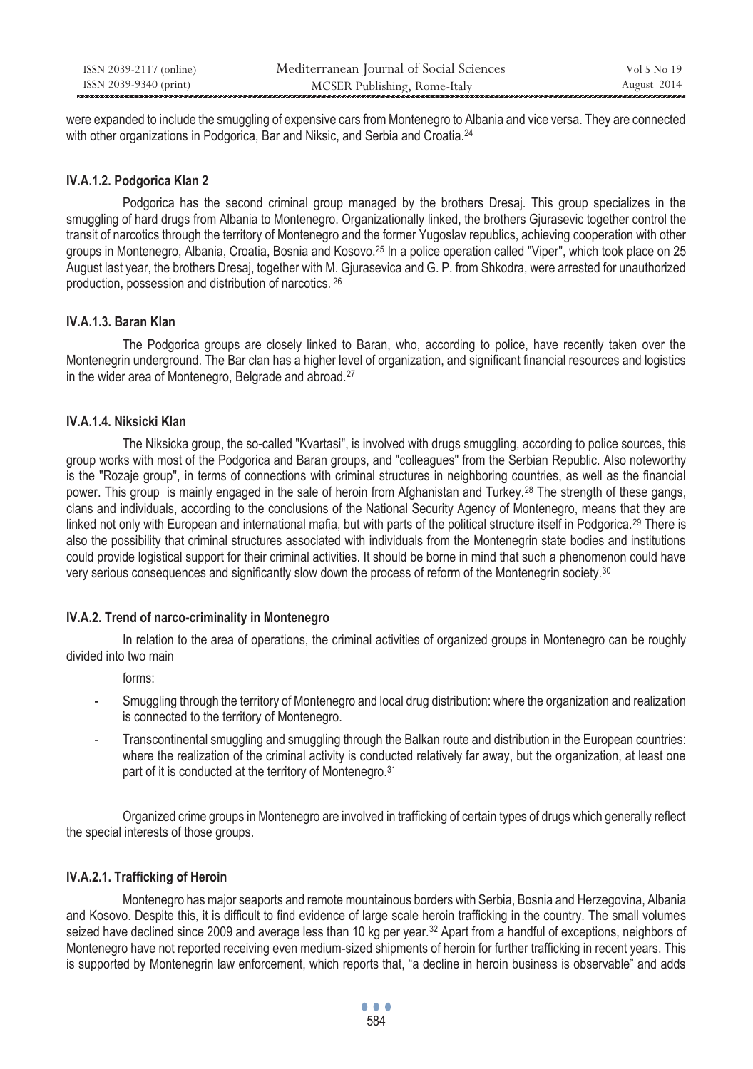were expanded to include the smuggling of expensive cars from Montenegro to Albania and vice versa. They are connected with other organizations in Podgorica, Bar and Niksic, and Serbia and Croatia.[24]

### IV.A.1.2. Podgorica Klan 2

Podgorica has the second criminal group managed by the brothers Dresaj. This group specializes in the smuggling of hard drugs from Albania to Montenegro. Organizationally linked, the brothers Gjurasevic together control the transit of narcotics through the territory of Montenegro and the former Yugoslav republics, achieving cooperation with other groups in Montenegro, Albania, Croatia, Bosnia and Kosovo.[25] In a police operation called "Viper", which took place on 25 August last year, the brothers Dresaj, together with M. Gjurasevica and G. P. from Shkodra, were arrested for unauthorized production, possession and distribution of narcotics. [26]

### IV.A.1.3. Baran Klan

The Podgorica groups are closely linked to Baran, who, according to police, have recently taken over the Montenegrin underground. The Bar clan has a higher level of organization, and significant financial resources and logistics in the wider area of Montenegro, Belgrade and abroad.[27]

### IV.A.1.4. Niksicki Klan

The Niksicka group, the so-called "Kvartasi", is involved with drugs smuggling, according to police sources, this group works with most of the Podgorica and Baran groups, and "colleagues" from the Serbian Republic. Also noteworthy is the "Rozaje group", in terms of connections with criminal structures in neighboring countries, as well as the financial power. This group is mainly engaged in the sale of heroin from Afghanistan and Turkey.[28] The strength of these gangs, clans and individuals, according to the conclusions of the National Security Agency of Montenegro, means that they are linked not only with European and international mafia, but with parts of the political structure itself in Podgorica.[29] There is also the possibility that criminal structures associated with individuals from the Montenegrin state bodies and institutions could provide logistical support for their criminal activities. It should be borne in mind that such a phenomenon could have very serious consequences and significantly slow down the process of reform of the Montenegrin society.[30]

### IV.A.2. Trend of narco-criminality in Montenegro

In relation to the area of operations, the criminal activities of organized groups in Montenegro can be roughly divided into two main

forms:

- Smuggling through the territory of Montenegro and local drug distribution: where the organization and realization is connected to the territory of Montenegro.
- Transcontinental smuggling and smuggling through the Balkan route and distribution in the European countries: where the realization of the criminal activity is conducted relatively far away, but the organization, at least one part of it is conducted at the territory of Montenegro.[31]

Organized crime groups in Montenegro are involved in trafficking of certain types of drugs which generally reflect the special interests of those groups.

### IV.A.2.1. Trafficking of Heroin

Montenegro has major seaports and remote mountainous borders with Serbia, Bosnia and Herzegovina, Albania and Kosovo. Despite this, it is difficult to find evidence of large scale heroin trafficking in the country. The small volumes seized have declined since 2009 and average less than 10 kg per year.[32] Apart from a handful of exceptions, neighbors of Montenegro have not reported receiving even medium-sized shipments of heroin for further trafficking in recent years. This is supported by Montenegrin law enforcement, which reports that, "a decline in heroin business is observable" and adds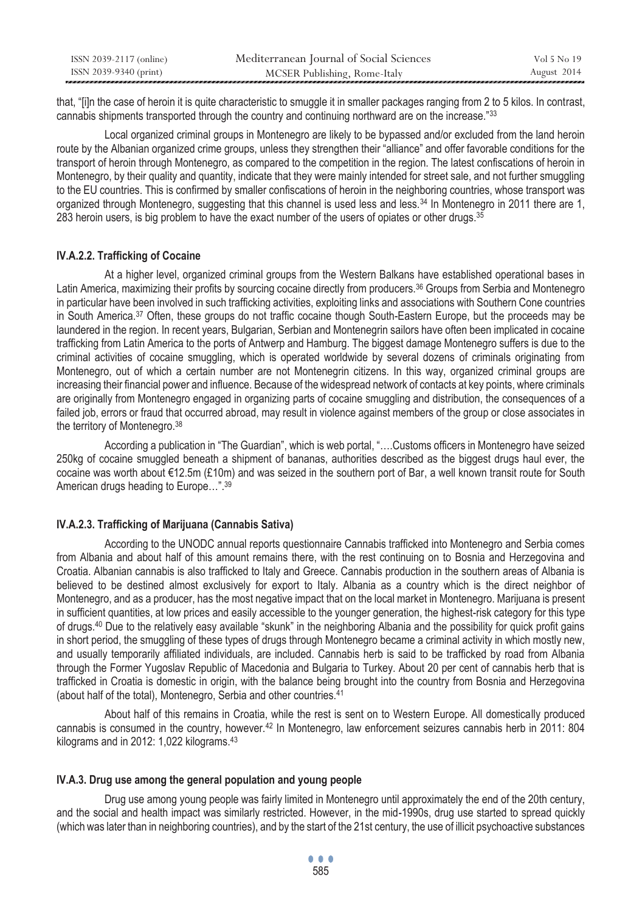that, "[i]n the case of heroin it is quite characteristic to smuggle it in smaller packages ranging from 2 to 5 kilos. In contrast, cannabis shipments transported through the country and continuing northward are on the increase."[33]

Local organized criminal groups in Montenegro are likely to be bypassed and/or excluded from the land heroin route by the Albanian organized crime groups, unless they strengthen their "alliance" and offer favorable conditions for the transport of heroin through Montenegro, as compared to the competition in the region. The latest confiscations of heroin in Montenegro, by their quality and quantity, indicate that they were mainly intended for street sale, and not further smuggling to the EU countries. This is confirmed by smaller confiscations of heroin in the neighboring countries, whose transport was organized through Montenegro, suggesting that this channel is used less and less.[34] In Montenegro in 2011 there are 1, 283 heroin users, is big problem to have the exact number of the users of opiates or other drugs.[35]

### IV.A.2.2. Trafficking of Cocaine

At a higher level, organized criminal groups from the Western Balkans have established operational bases in Latin America, maximizing their profits by sourcing cocaine directly from producers.[36] Groups from Serbia and Montenegro in particular have been involved in such trafficking activities, exploiting links and associations with Southern Cone countries in South America.[37] Often, these groups do not traffic cocaine though South-Eastern Europe, but the proceeds may be laundered in the region. In recent years, Bulgarian, Serbian and Montenegrin sailors have often been implicated in cocaine trafficking from Latin America to the ports of Antwerp and Hamburg. The biggest damage Montenegro suffers is due to the criminal activities of cocaine smuggling, which is operated worldwide by several dozens of criminals originating from Montenegro, out of which a certain number are not Montenegrin citizens. In this way, organized criminal groups are increasing their financial power and influence. Because of the widespread network of contacts at key points, where criminals are originally from Montenegro engaged in organizing parts of cocaine smuggling and distribution, the consequences of a failed job, errors or fraud that occurred abroad, may result in violence against members of the group or close associates in the territory of Montenegro.[38]

According a publication in "The Guardian", which is web portal, "….Customs officers in Montenegro have seized 250kg of cocaine smuggled beneath a shipment of bananas, authorities described as the biggest drugs haul ever, the cocaine was worth about €12.5m (£10m) and was seized in the southern port of Bar, a well known transit route for South American drugs heading to Europe…".[39]

### IV.A.2.3. Trafficking of Marijuana (Cannabis Sativa)

According to the UNODC annual reports questionnaire Cannabis trafficked into Montenegro and Serbia comes from Albania and about half of this amount remains there, with the rest continuing on to Bosnia and Herzegovina and Croatia. Albanian cannabis is also trafficked to Italy and Greece. Cannabis production in the southern areas of Albania is believed to be destined almost exclusively for export to Italy. Albania as a country which is the direct neighbor of Montenegro, and as a producer, has the most negative impact that on the local market in Montenegro. Marijuana is present in sufficient quantities, at low prices and easily accessible to the younger generation, the highest-risk category for this type of drugs.[40] Due to the relatively easy available "skunk" in the neighboring Albania and the possibility for quick profit gains in short period, the smuggling of these types of drugs through Montenegro became a criminal activity in which mostly new, and usually temporarily affiliated individuals, are included. Cannabis herb is said to be trafficked by road from Albania through the Former Yugoslav Republic of Macedonia and Bulgaria to Turkey. About 20 per cent of cannabis herb that is trafficked in Croatia is domestic in origin, with the balance being brought into the country from Bosnia and Herzegovina (about half of the total), Montenegro, Serbia and other countries.[41]

About half of this remains in Croatia, while the rest is sent on to Western Europe. All domestically produced cannabis is consumed in the country, however.[42] In Montenegro, law enforcement seizures cannabis herb in 2011: 804 kilograms and in 2012: 1,022 kilograms.[43]

### IV.A.3. Drug use among the general population and young people

Drug use among young people was fairly limited in Montenegro until approximately the end of the 20th century, and the social and health impact was similarly restricted. However, in the mid-1990s, drug use started to spread quickly (which was later than in neighboring countries), and by the start of the 21st century, the use of illicit psychoactive substances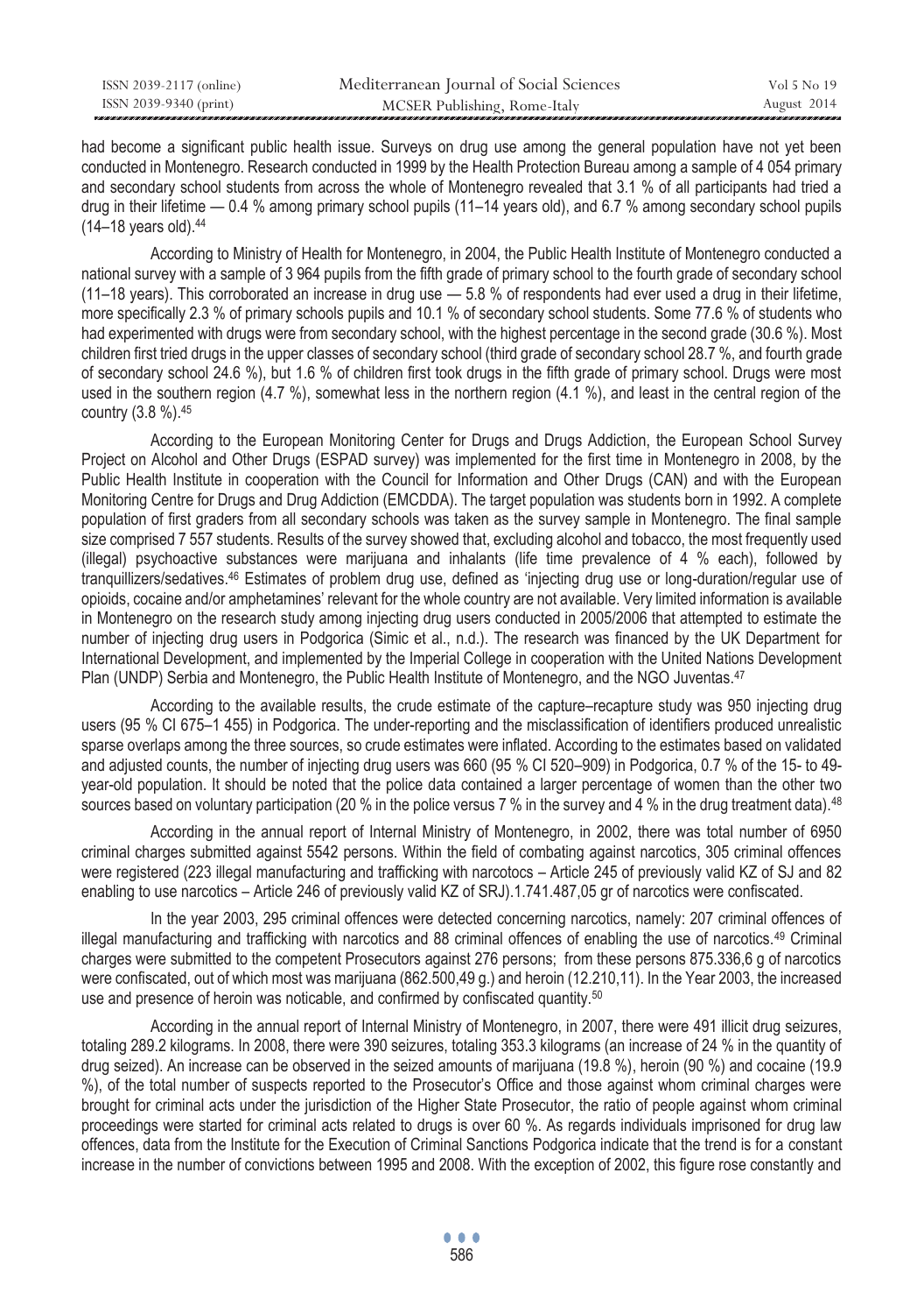had become a significant public health issue. Surveys on drug use among the general population have not yet been conducted in Montenegro. Research conducted in 1999 by the Health Protection Bureau among a sample of 4 054 primary and secondary school students from across the whole of Montenegro revealed that 3.1 % of all participants had tried a drug in their lifetime — 0.4 % among primary school pupils (11–14 years old), and 6.7 % among secondary school pupils (14–18 years old).[44]

According to Ministry of Health for Montenegro, in 2004, the Public Health Institute of Montenegro conducted a national survey with a sample of 3 964 pupils from the fifth grade of primary school to the fourth grade of secondary school (11–18 years). This corroborated an increase in drug use — 5.8 % of respondents had ever used a drug in their lifetime, more specifically 2.3 % of primary schools pupils and 10.1 % of secondary school students. Some 77.6 % of students who had experimented with drugs were from secondary school, with the highest percentage in the second grade (30.6 %). Most children first tried drugs in the upper classes of secondary school (third grade of secondary school 28.7 %, and fourth grade of secondary school 24.6 %), but 1.6 % of children first took drugs in the fifth grade of primary school. Drugs were most used in the southern region (4.7 %), somewhat less in the northern region (4.1 %), and least in the central region of the country (3.8 %).[45]

According to the European Monitoring Center for Drugs and Drugs Addiction, the European School Survey Project on Alcohol and Other Drugs (ESPAD survey) was implemented for the first time in Montenegro in 2008, by the Public Health Institute in cooperation with the Council for Information and Other Drugs (CAN) and with the European Monitoring Centre for Drugs and Drug Addiction (EMCDDA). The target population was students born in 1992. A complete population of first graders from all secondary schools was taken as the survey sample in Montenegro. The final sample size comprised 7 557 students. Results of the survey showed that, excluding alcohol and tobacco, the most frequently used (illegal) psychoactive substances were marijuana and inhalants (life time prevalence of 4 % each), followed by tranquillizers/sedatives.[46] Estimates of problem drug use, defined as 'injecting drug use or long-duration/regular use of opioids, cocaine and/or amphetamines' relevant for the whole country are not available. Very limited information is available in Montenegro on the research study among injecting drug users conducted in 2005/2006 that attempted to estimate the number of injecting drug users in Podgorica (Simic et al., n.d.). The research was financed by the UK Department for International Development, and implemented by the Imperial College in cooperation with the United Nations Development Plan (UNDP) Serbia and Montenegro, the Public Health Institute of Montenegro, and the NGO Juventas.[47]

According to the available results, the crude estimate of the capture–recapture study was 950 injecting drug users (95 % CI 675–1 455) in Podgorica. The under-reporting and the misclassification of identifiers produced unrealistic sparse overlaps among the three sources, so crude estimates were inflated. According to the estimates based on validated and adjusted counts, the number of injecting drug users was 660 (95 % CI 520–909) in Podgorica, 0.7 % of the 15- to 49-year-old population. It should be noted that the police data contained a larger percentage of women than the other two sources based on voluntary participation (20 % in the police versus 7 % in the survey and 4 % in the drug treatment data).[48]

According in the annual report of Internal Ministry of Montenegro, in 2002, there was total number of 6950 criminal charges submitted against 5542 persons. Within the field of combating against narcotics, 305 criminal offences were registered (223 illegal manufacturing and trafficking with narcotocs – Article 245 of previously valid KZ of SJ and 82 enabling to use narcotics – Article 246 of previously valid KZ of SRJ).1.741.487,05 gr of narcotics were confiscated.

In the year 2003, 295 criminal offences were detected concerning narcotics, namely: 207 criminal offences of illegal manufacturing and trafficking with narcotics and 88 criminal offences of enabling the use of narcotics.[49] Criminal charges were submitted to the competent Prosecutors against 276 persons; from these persons 875.336,6 g of narcotics were confiscated, out of which most was marijuana (862.500,49 g.) and heroin (12.210,11). In the Year 2003, the increased use and presence of heroin was noticable, and confirmed by confiscated quantity.[50]

According in the annual report of Internal Ministry of Montenegro, in 2007, there were 491 illicit drug seizures, totaling 289.2 kilograms. In 2008, there were 390 seizures, totaling 353.3 kilograms (an increase of 24 % in the quantity of drug seized). An increase can be observed in the seized amounts of marijuana (19.8 %), heroin (90 %) and cocaine (19.9 %), of the total number of suspects reported to the Prosecutor's Office and those against whom criminal charges were brought for criminal acts under the jurisdiction of the Higher State Prosecutor, the ratio of people against whom criminal proceedings were started for criminal acts related to drugs is over 60 %. As regards individuals imprisoned for drug law offences, data from the Institute for the Execution of Criminal Sanctions Podgorica indicate that the trend is for a constant increase in the number of convictions between 1995 and 2008. With the exception of 2002, this figure rose constantly and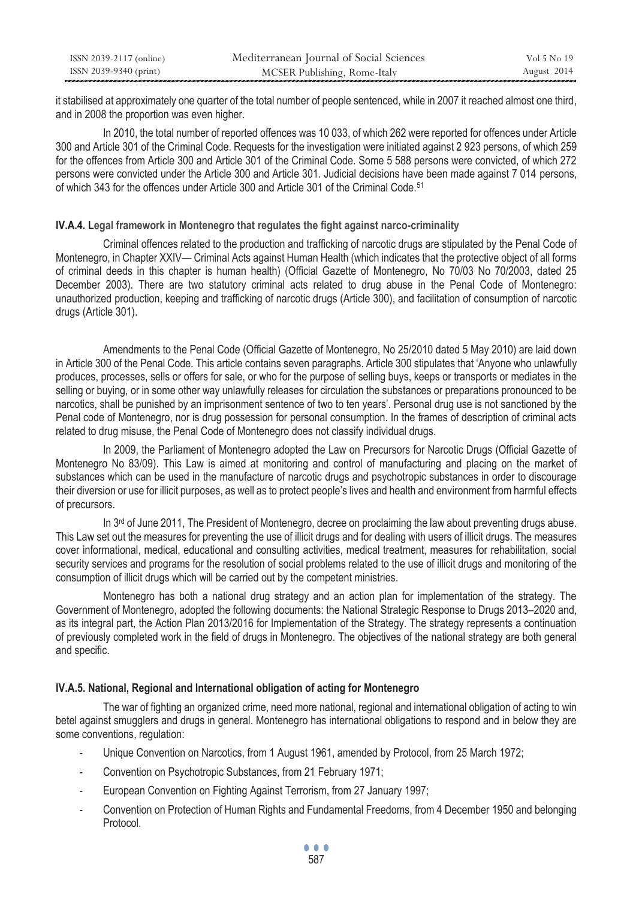it stabilised at approximately one quarter of the total number of people sentenced, while in 2007 it reached almost one third, and in 2008 the proportion was even higher.

In 2010, the total number of reported offences was 10 033, of which 262 were reported for offences under Article 300 and Article 301 of the Criminal Code. Requests for the investigation were initiated against 2 923 persons, of which 259 for the offences from Article 300 and Article 301 of the Criminal Code. Some 5 588 persons were convicted, of which 272 persons were convicted under the Article 300 and Article 301. Judicial decisions have been made against 7 014 persons, of which 343 for the offences under Article 300 and Article 301 of the Criminal Code.[51]

### IV.A.4. Legal framework in Montenegro that regulates the fight against narco-criminality

Criminal offences related to the production and trafficking of narcotic drugs are stipulated by the Penal Code of Montenegro, in Chapter XXIV— Criminal Acts against Human Health (which indicates that the protective object of all forms of criminal deeds in this chapter is human health) (Official Gazette of Montenegro, No 70/03 No 70/2003, dated 25 December 2003). There are two statutory criminal acts related to drug abuse in the Penal Code of Montenegro: unauthorized production, keeping and trafficking of narcotic drugs (Article 300), and facilitation of consumption of narcotic drugs (Article 301).

Amendments to the Penal Code (Official Gazette of Montenegro, No 25/2010 dated 5 May 2010) are laid down in Article 300 of the Penal Code. This article contains seven paragraphs. Article 300 stipulates that 'Anyone who unlawfully produces, processes, sells or offers for sale, or who for the purpose of selling buys, keeps or transports or mediates in the selling or buying, or in some other way unlawfully releases for circulation the substances or preparations pronounced to be narcotics, shall be punished by an imprisonment sentence of two to ten years'. Personal drug use is not sanctioned by the Penal code of Montenegro, nor is drug possession for personal consumption. In the frames of description of criminal acts related to drug misuse, the Penal Code of Montenegro does not classify individual drugs.

In 2009, the Parliament of Montenegro adopted the Law on Precursors for Narcotic Drugs (Official Gazette of Montenegro No 83/09). This Law is aimed at monitoring and control of manufacturing and placing on the market of substances which can be used in the manufacture of narcotic drugs and psychotropic substances in order to discourage their diversion or use for illicit purposes, as well as to protect people's lives and health and environment from harmful effects of precursors.

In 3rd of June 2011, The President of Montenegro, decree on proclaiming the law about preventing drugs abuse. This Law set out the measures for preventing the use of illicit drugs and for dealing with users of illicit drugs. The measures cover informational, medical, educational and consulting activities, medical treatment, measures for rehabilitation, social security services and programs for the resolution of social problems related to the use of illicit drugs and monitoring of the consumption of illicit drugs which will be carried out by the competent ministries.

Montenegro has both a national drug strategy and an action plan for implementation of the strategy. The Government of Montenegro, adopted the following documents: the National Strategic Response to Drugs 2013–2020 and, as its integral part, the Action Plan 2013/2016 for Implementation of the Strategy. The strategy represents a continuation of previously completed work in the field of drugs in Montenegro. The objectives of the national strategy are both general and specific.

### IV.A.5. National, Regional and International obligation of acting for Montenegro

The war of fighting an organized crime, need more national, regional and international obligation of acting to win betel against smugglers and drugs in general. Montenegro has international obligations to respond and in below they are some conventions, regulation:

- Unique Convention on Narcotics, from 1 August 1961, amended by Protocol, from 25 March 1972;
- Convention on Psychotropic Substances, from 21 February 1971;
- European Convention on Fighting Against Terrorism, from 27 January 1997;
- Convention on Protection of Human Rights and Fundamental Freedoms, from 4 December 1950 and belonging Protocol.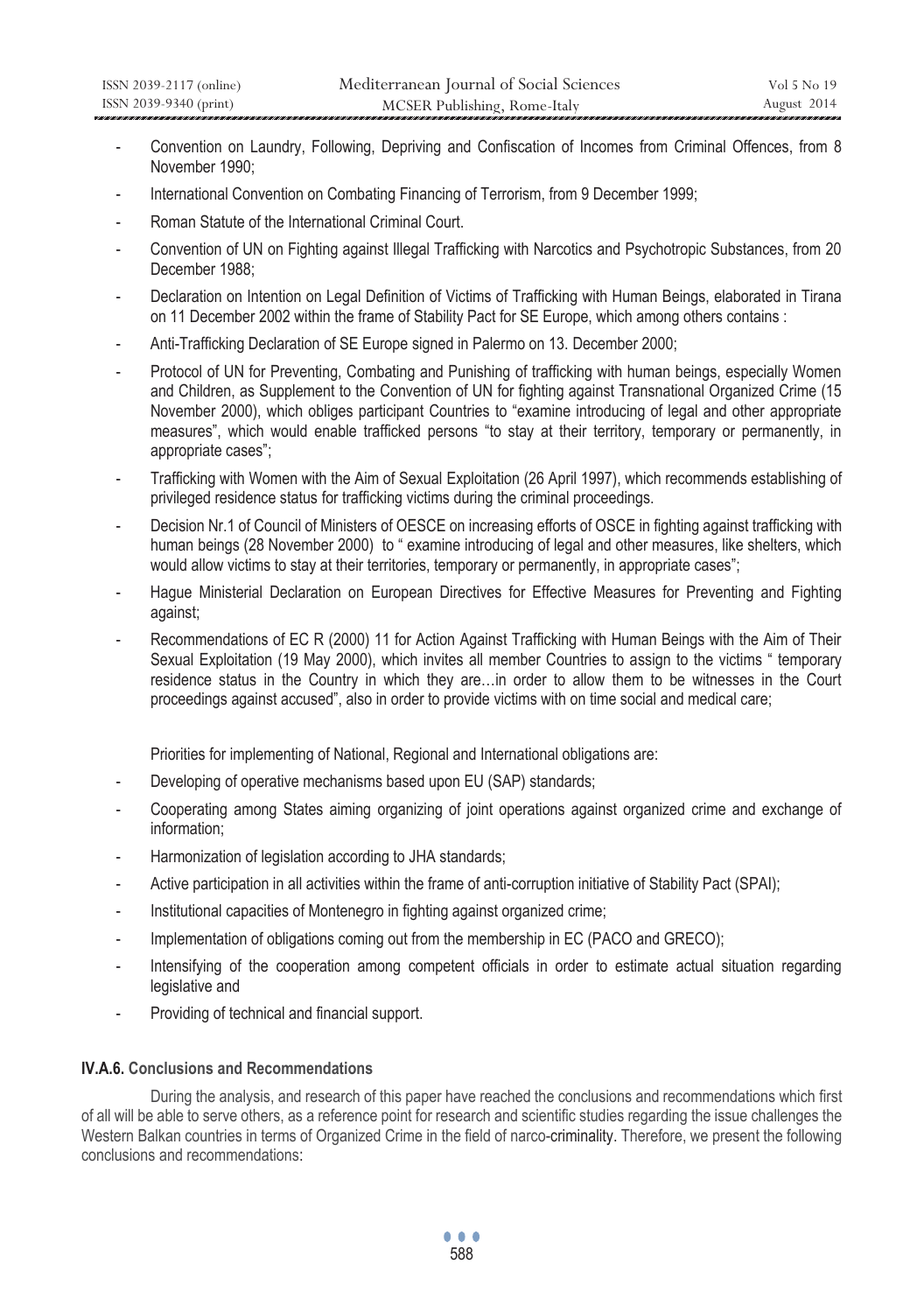- Convention on Laundry, Following, Depriving and Confiscation of Incomes from Criminal Offences, from 8 November 1990;
- International Convention on Combating Financing of Terrorism, from 9 December 1999;
- Roman Statute of the International Criminal Court.
- Convention of UN on Fighting against Illegal Trafficking with Narcotics and Psychotropic Substances, from 20 December 1988;
- Declaration on Intention on Legal Definition of Victims of Trafficking with Human Beings, elaborated in Tirana on 11 December 2002 within the frame of Stability Pact for SE Europe, which among others contains :
- Anti-Trafficking Declaration of SE Europe signed in Palermo on 13. December 2000;
- Protocol of UN for Preventing, Combating and Punishing of trafficking with human beings, especially Women and Children, as Supplement to the Convention of UN for fighting against Transnational Organized Crime (15 November 2000), which obliges participant Countries to "examine introducing of legal and other appropriate measures", which would enable trafficked persons "to stay at their territory, temporary or permanently, in appropriate cases";
- Trafficking with Women with the Aim of Sexual Exploitation (26 April 1997), which recommends establishing of privileged residence status for trafficking victims during the criminal proceedings.
- Decision Nr.1 of Council of Ministers of OESCE on increasing efforts of OSCE in fighting against trafficking with human beings (28 November 2000) to " examine introducing of legal and other measures, like shelters, which would allow victims to stay at their territories, temporary or permanently, in appropriate cases";
- Hague Ministerial Declaration on European Directives for Effective Measures for Preventing and Fighting against;
- Recommendations of EC R (2000) 11 for Action Against Trafficking with Human Beings with the Aim of Their Sexual Exploitation (19 May 2000), which invites all member Countries to assign to the victims " temporary residence status in the Country in which they are…in order to allow them to be witnesses in the Court proceedings against accused", also in order to provide victims with on time social and medical care;

Priorities for implementing of National, Regional and International obligations are:

- Developing of operative mechanisms based upon EU (SAP) standards;
- Cooperating among States aiming organizing of joint operations against organized crime and exchange of information;
- Harmonization of legislation according to JHA standards;
- Active participation in all activities within the frame of anti-corruption initiative of Stability Pact (SPAI);
- Institutional capacities of Montenegro in fighting against organized crime;
- Implementation of obligations coming out from the membership in EC (PACO and GRECO);
- Intensifying of the cooperation among competent officials in order to estimate actual situation regarding legislative and
- Providing of technical and financial support.

### IV.A.6. Conclusions and Recommendations

During the analysis, and research of this paper have reached the conclusions and recommendations which first of all will be able to serve others, as a reference point for research and scientific studies regarding the issue challenges the Western Balkan countries in terms of Organized Crime in the field of narco-criminality. Therefore, we present the following conclusions and recommendations: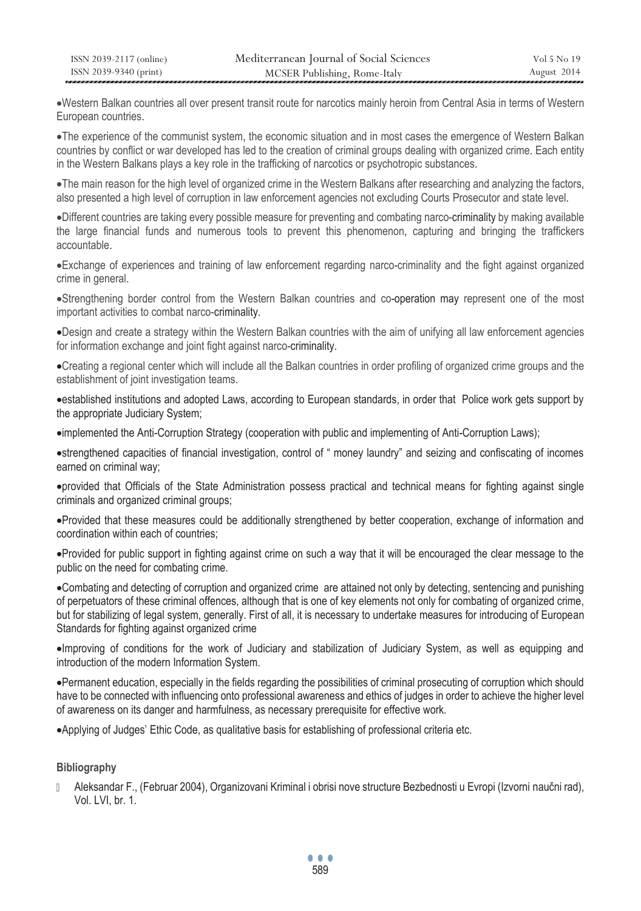- Western Balkan countries all over present transit route for narcotics mainly heroin from Central Asia in terms of Western European countries.
- The experience of the communist system, the economic situation and in most cases the emergence of Western Balkan countries by conflict or war developed has led to the creation of criminal groups dealing with organized crime. Each entity in the Western Balkans plays a key role in the trafficking of narcotics or psychotropic substances.
- The main reason for the high level of organized crime in the Western Balkans after researching and analyzing the factors, also presented a high level of corruption in law enforcement agencies not excluding Courts Prosecutor and state level.
- Different countries are taking every possible measure for preventing and combating narco-criminality by making available the large financial funds and numerous tools to prevent this phenomenon, capturing and bringing the traffickers accountable.
- Exchange of experiences and training of law enforcement regarding narco-criminality and the fight against organized crime in general.
- Strengthening border control from the Western Balkan countries and co-operation may represent one of the most important activities to combat narco-criminality.
- Design and create a strategy within the Western Balkan countries with the aim of unifying all law enforcement agencies for information exchange and joint fight against narco-criminality.
- Creating a regional center which will include all the Balkan countries in order profiling of organized crime groups and the establishment of joint investigation teams.
- established institutions and adopted Laws, according to European standards, in order that Police work gets support by the appropriate Judiciary System;
- implemented the Anti-Corruption Strategy (cooperation with public and implementing of Anti-Corruption Laws);
- strengthened capacities of financial investigation, control of " money laundry" and seizing and confiscating of incomes earned on criminal way;
- provided that Officials of the State Administration possess practical and technical means for fighting against single criminals and organized criminal groups;
- Provided that these measures could be additionally strengthened by better cooperation, exchange of information and coordination within each of countries;
- Provided for public support in fighting against crime on such a way that it will be encouraged the clear message to the public on the need for combating crime.
- Combating and detecting of corruption and organized crime are attained not only by detecting, sentencing and punishing of perpetuators of these criminal offences, although that is one of key elements not only for combating of organized crime, but for stabilizing of legal system, generally. First of all, it is necessary to undertake measures for introducing of European Standards for fighting against organized crime
- Improving of conditions for the work of Judiciary and stabilization of Judiciary System, as well as equipping and introduction of the modern Information System.
- Permanent education, especially in the fields regarding the possibilities of criminal prosecuting of corruption which should have to be connected with influencing onto professional awareness and ethics of judges in order to achieve the higher level of awareness on its danger and harmfulness, as necessary prerequisite for effective work.
- Applying of Judges' Ethic Code, as qualitative basis for establishing of professional criteria etc.

## Bibliography

- Aleksandar F., (Februar 2004), Organizovani Kriminal i obrisi nove structure Bezbednosti u Evropi (Izvorni naučni rad), Vol. LVI, br. 1.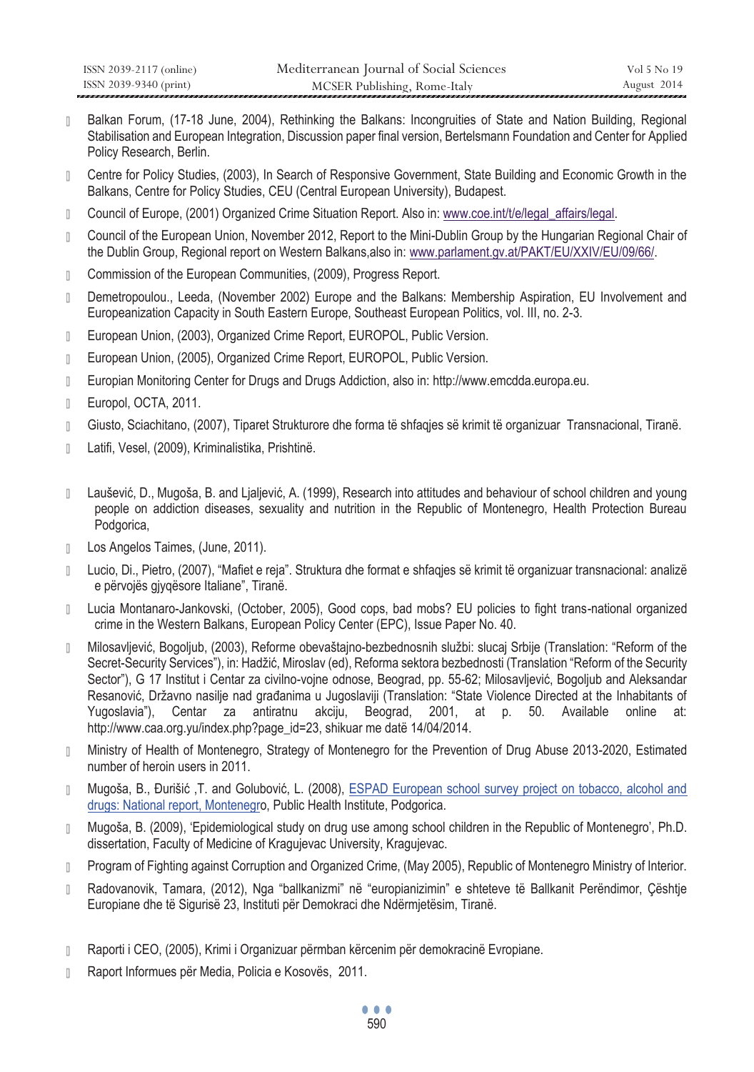- Balkan Forum, (17-18 June, 2004), Rethinking the Balkans: Incongruities of State and Nation Building, Regional Stabilisation and European Integration, Discussion paper final version, Bertelsmann Foundation and Center for Applied Policy Research, Berlin.
- Centre for Policy Studies, (2003), In Search of Responsive Government, State Building and Economic Growth in the Balkans, Centre for Policy Studies, CEU (Central European University), Budapest.
- Council of Europe, (2001) Organized Crime Situation Report. Also in: www.coe.int/t/e/legal_affairs/legal.
- Council of the European Union, November 2012, Report to the Mini-Dublin Group by the Hungarian Regional Chair of the Dublin Group, Regional report on Western Balkans,also in: www.parlament.gv.at/PAKT/EU/XXIV/EU/09/66/.
- Commission of the European Communities, (2009), Progress Report.
- Demetropoulou., Leeda, (November 2002) Europe and the Balkans: Membership Aspiration, EU Involvement and Europeanization Capacity in South Eastern Europe, Southeast European Politics, vol. III, no. 2-3.
- European Union, (2003), Organized Crime Report, EUROPOL, Public Version.
- European Union, (2005), Organized Crime Report, EUROPOL, Public Version.
- Europian Monitoring Center for Drugs and Drugs Addiction, also in: http://www.emcdda.europa.eu.
- Europol, OCTA, 2011.
- Giusto, Sciachitano, (2007), Tiparet Strukturore dhe forma të shfaqjes së krimit të organizuar Transnacional, Tiranë.
- Latifi, Vesel, (2009), Kriminalistika, Prishtinë.
- Laušević, D., Mugoša, B. and Ljaljević, A. (1999), Research into attitudes and behaviour of school children and young people on addiction diseases, sexuality and nutrition in the Republic of Montenegro, Health Protection Bureau Podgorica,
- Los Angelos Taimes, (June, 2011).
- Lucio, Di., Pietro, (2007), "Mafiet e reja". Struktura dhe format e shfaqjes së krimit të organizuar transnacional: analizë e përvojës gjyqësore Italiane", Tiranë.
- Lucia Montanaro-Jankovski, (October, 2005), Good cops, bad mobs? EU policies to fight trans-national organized crime in the Western Balkans, European Policy Center (EPC), Issue Paper No. 40.
- Milosavljević, Bogoljub, (2003), Reforme obevaštajno-bezbednosnih službi: slucaj Srbije (Translation: "Reform of the Secret-Security Services"), in: Hadžić, Miroslav (ed), Reforma sektora bezbednosti (Translation "Reform of the Security Sector"), G 17 Institut i Centar za civilno-vojne odnose, Beograd, pp. 55-62; Milosavljević, Bogoljub and Aleksandar Resanović, Državno nasilje nad građanima u Jugoslaviji (Translation: "State Violence Directed at the Inhabitants of Yugoslavia"), Centar za antiratnu akciju, Beograd, 2001, at p. 50. Available online at: http://www.caa.org.yu/index.php?page_id=23, shikuar me datë 14/04/2014.
- Ministry of Health of Montenegro, Strategy of Montenegro for the Prevention of Drug Abuse 2013-2020, Estimated number of heroin users in 2011.
- Mugoša, B., Đurišić ,T. and Golubović, L. (2008), ESPAD European school survey project on tobacco, alcohol and drugs: National report, Montenegro, Public Health Institute, Podgorica.
- Mugoša, B. (2009), 'Epidemiological study on drug use among school children in the Republic of Montenegro', Ph.D. dissertation, Faculty of Medicine of Kragujevac University, Kragujevac.
- Program of Fighting against Corruption and Organized Crime, (May 2005), Republic of Montenegro Ministry of Interior.
- Radovanovik, Tamara, (2012), Nga "ballkanizmi" në "europianizimin" e shteteve të Ballkanit Perëndimor, Çështje Europiane dhe të Sigurisë 23, Instituti për Demokraci dhe Ndërmjetësim, Tiranë.
- Raporti i CEO, (2005), Krimi i Organizuar përmban kërcenim për demokracinë Evropiane.
- Raport Informues për Media, Policia e Kosovës, 2011.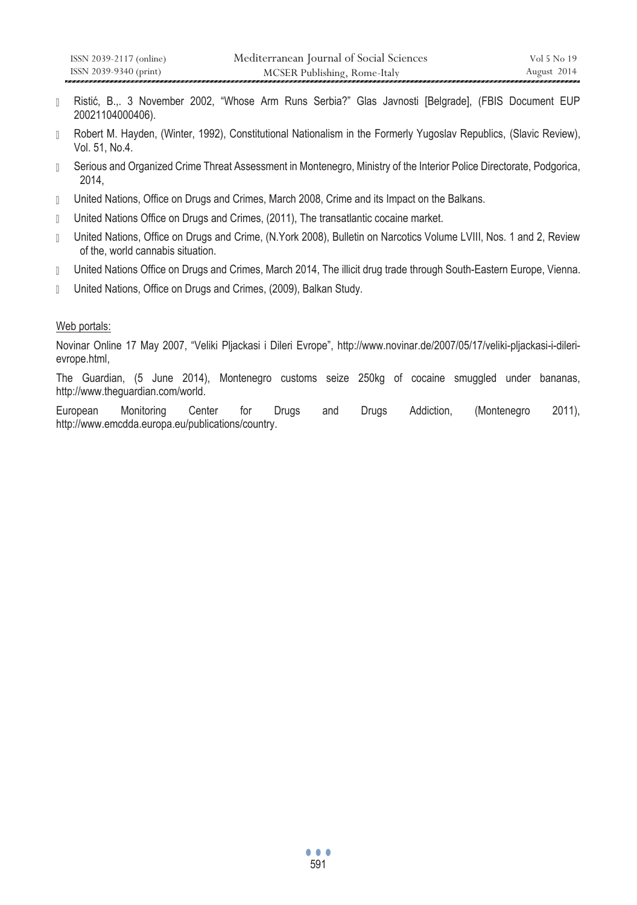- Ristić, B.,. 3 November 2002, "Whose Arm Runs Serbia?" Glas Javnosti [Belgrade], (FBIS Document EUP 20021104000406).
- Robert M. Hayden, (Winter, 1992), Constitutional Nationalism in the Formerly Yugoslav Republics, (Slavic Review), Vol. 51, No.4.
- Serious and Organized Crime Threat Assessment in Montenegro, Ministry of the Interior Police Directorate, Podgorica, 2014,
- United Nations, Office on Drugs and Crimes, March 2008, Crime and its Impact on the Balkans.
- United Nations Office on Drugs and Crimes, (2011), The transatlantic cocaine market.
- United Nations, Office on Drugs and Crime, (N.York 2008), Bulletin on Narcotics Volume LVIII, Nos. 1 and 2, Review of the, world cannabis situation.
- United Nations Office on Drugs and Crimes, March 2014, The illicit drug trade through South-Eastern Europe, Vienna.
- United Nations, Office on Drugs and Crimes, (2009), Balkan Study.

Web portals:

Novinar Online 17 May 2007, "Veliki Pljackasi i Dileri Evrope", http://www.novinar.de/2007/05/17/veliki-pljackasi-i-dileri-evrope.html,

The Guardian, (5 June 2014), Montenegro customs seize 250kg of cocaine smuggled under bananas, http://www.theguardian.com/world.

European Monitoring Center for Drugs and Drugs Addiction, (Montenegro 2011), http://www.emcdda.europa.eu/publications/country.